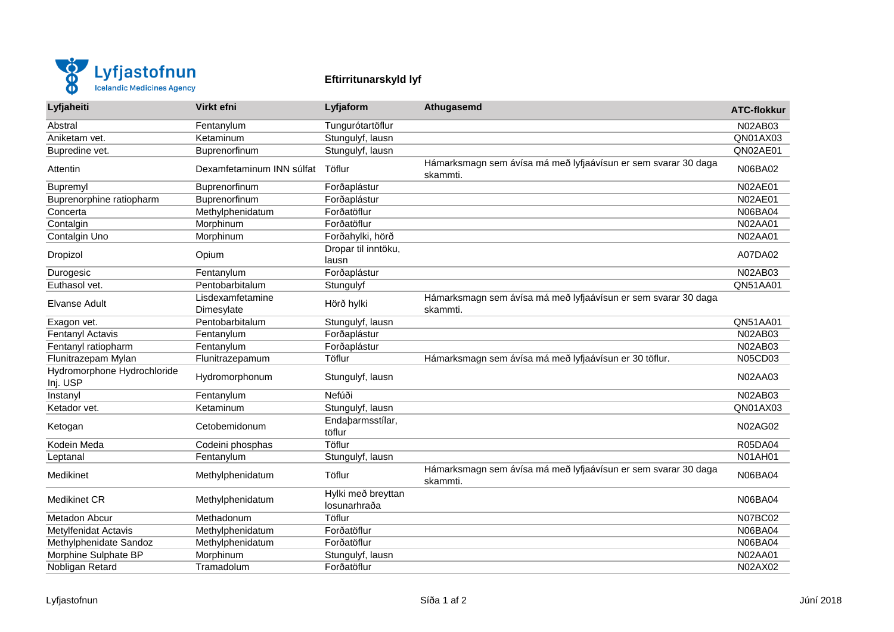Lyfjastofnun
Icelandic Medicines Agency

# Eftirritunarskyld lyf

| Lyfjaheiti | Virkt efni | Lyfjaform | Athugasemd | ATC-flokkur |
|---|---|---|---|---|
| Abstral | Fentanylum | Tungurótartöflur | | N02AB03 |
| Aniketam vet. | Ketaminum | Stungulyf, lausn | | QN01AX03 |
| Bupredine vet. | Buprenorfinum | Stungulyf, lausn | | QN02AE01 |
| Attentin | Dexamfetaminum INN súlfat | Töflur | Hámarksmagn sem ávísa má með lyfjaávísun er sem svarar 30 daga skammti. | N06BA02 |
| Bupremyl | Buprenorfinum | Forðaplástur | | N02AE01 |
| Buprenorphine ratiopharm | Buprenorfinum | Forðaplástur | | N02AE01 |
| Concerta | Methylphenidatum | Forðatöflur | | N06BA04 |
| Contalgin | Morphinum | Forðatöflur | | N02AA01 |
| Contalgin Uno | Morphinum | Forðahylki, hörð | | N02AA01 |
| Dropizol | Opium | Dropar til inntöku, lausn | | A07DA02 |
| Durogesic | Fentanylum | Forðaplástur | | N02AB03 |
| Euthasol vet. | Pentobarbitalum | Stungulyf | | QN51AA01 |
| Elvanse Adult | Lisdexamfetamine Dimesylate | Hörð hylki | Hámarksmagn sem ávísa má með lyfjaávísun er sem svarar 30 daga skammti. | |
| Exagon vet. | Pentobarbitalum | Stungulyf, lausn | | QN51AA01 |
| Fentanyl Actavis | Fentanylum | Forðaplástur | | N02AB03 |
| Fentanyl ratiopharm | Fentanylum | Forðaplástur | | N02AB03 |
| Flunitrazepam Mylan | Flunitrazepamum | Töflur | Hámarksmagn sem ávísa má með lyfjaávísun er 30 töflur. | N05CD03 |
| Hydromorphone Hydrochloride Inj. USP | Hydromorphonum | Stungulyf, lausn | | N02AA03 |
| Instanyl | Fentanylum | Nefúði | | N02AB03 |
| Ketador vet. | Ketaminum | Stungulyf, lausn | | QN01AX03 |
| Ketogan | Cetobemidonum | Endaþarmsstílar, töflur | | N02AG02 |
| Kodein Meda | Codeini phosphas | Töflur | | R05DA04 |
| Leptanal | Fentanylum | Stungulyf, lausn | | N01AH01 |
| Medikinet | Methylphenidatum | Töflur | Hámarksmagn sem ávísa má með lyfjaávísun er sem svarar 30 daga skammti. | N06BA04 |
| Medikinet CR | Methylphenidatum | Hylki með breyttan losunarhraða | | N06BA04 |
| Metadon Abcur | Methadonum | Töflur | | N07BC02 |
| Metylfenidat Actavis | Methylphenidatum | Forðatöflur | | N06BA04 |
| Methylphenidate Sandoz | Methylphenidatum | Forðatöflur | | N06BA04 |
| Morphine Sulphate BP | Morphinum | Stungulyf, lausn | | N02AA01 |
| Nobligan Retard | Tramadolum | Forðatöflur | | N02AX02 |

Lyfjastofnun | Júní 2018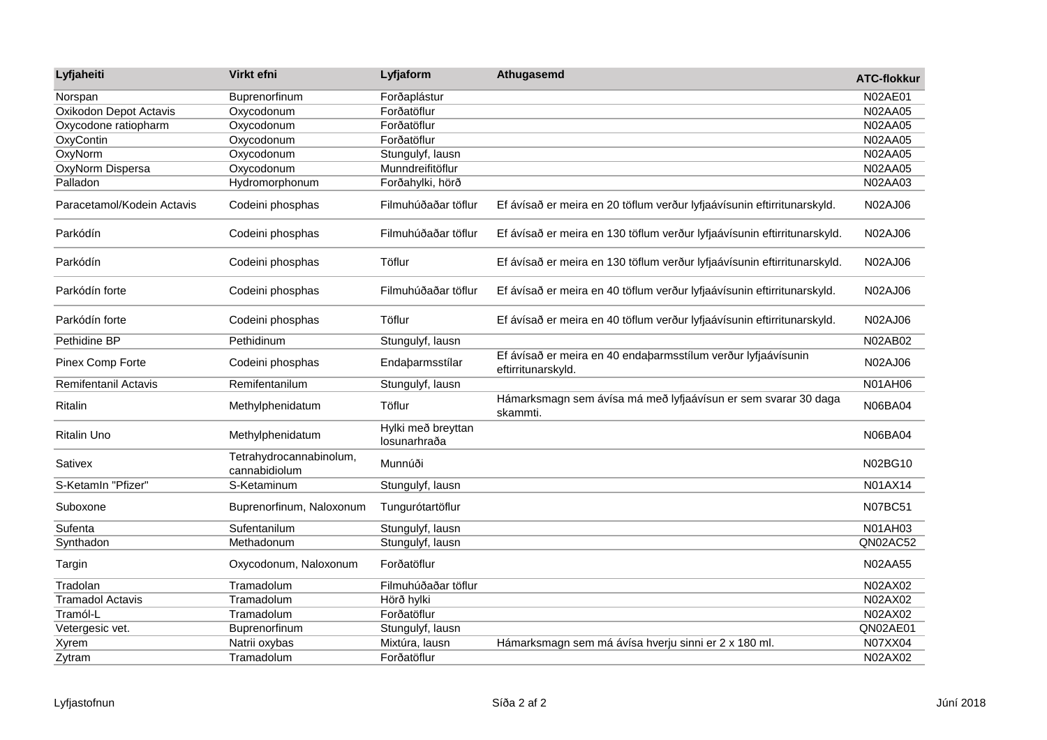| Lyfjaheiti | Virkt efni | Lyfjaform | Athugasemd | ATC-flokkur |
|---|---|---|---|---|
| Norspan | Buprenorfinum | Forðaplástur | | N02AE01 |
| Oxikodon Depot Actavis | Oxycodonum | Forðatöflur | | N02AA05 |
| Oxycodone ratiopharm | Oxycodonum | Forðatöflur | | N02AA05 |
| OxyContin | Oxycodonum | Forðatöflur | | N02AA05 |
| OxyNorm | Oxycodonum | Stungulyf, lausn | | N02AA05 |
| OxyNorm Dispersa | Oxycodonum | Munndreifitöflur | | N02AA05 |
| Palladon | Hydromorphonum | Forðahylki, hörð | | N02AA03 |
| Paracetamol/Kodein Actavis | Codeini phosphas | Filmuhúðaðar töflur | Ef ávísað er meira en 20 töflum verður lyfjaávísunin eftirritunarskyld. | N02AJ06 |
| Parkódín | Codeini phosphas | Filmuhúðaðar töflur | Ef ávísað er meira en 130 töflum verður lyfjaávísunin eftirritunarskyld. | N02AJ06 |
| Parkódín | Codeini phosphas | Töflur | Ef ávísað er meira en 130 töflum verður lyfjaávísunin eftirritunarskyld. | N02AJ06 |
| Parkódín forte | Codeini phosphas | Filmuhúðaðar töflur | Ef ávísað er meira en 40 töflum verður lyfjaávísunin eftirritunarskyld. | N02AJ06 |
| Parkódín forte | Codeini phosphas | Töflur | Ef ávísað er meira en 40 töflum verður lyfjaávísunin eftirritunarskyld. | N02AJ06 |
| Pethidine BP | Pethidinum | Stungulyf, lausn | | N02AB02 |
| Pinex Comp Forte | Codeini phosphas | Endaþarmsstílar | Ef ávísað er meira en 40 endaþarmsstílum verður lyfjaávísunin eftirritunarskyld. | N02AJ06 |
| Remifentanil Actavis | Remifentanilum | Stungulyf, lausn | | N01AH06 |
| Ritalin | Methylphenidatum | Töflur | Hámarksmagn sem ávísa má með lyfjaávísun er sem svarar 30 daga skammti. | N06BA04 |
| Ritalin Uno | Methylphenidatum | Hylki með breyttan losunarhraða | | N06BA04 |
| Sativex | Tetrahydrocannabinolum, cannabidiolum | Munnúði | | N02BG10 |
| S-KetamIn "Pfizer" | S-Ketaminum | Stungulyf, lausn | | N01AX14 |
| Suboxone | Buprenorfinum, Naloxonum | Tungurótartöflur | | N07BC51 |
| Sufenta | Sufentanilum | Stungulyf, lausn | | N01AH03 |
| Synthadon | Methadonum | Stungulyf, lausn | | QN02AC52 |
| Targin | Oxycodonum, Naloxonum | Forðatöflur | | N02AA55 |
| Tradolan | Tramadolum | Filmuhúðaðar töflur | | N02AX02 |
| Tramadol Actavis | Tramadolum | Hörð hylki | | N02AX02 |
| Tramól-L | Tramadolum | Forðatöflur | | N02AX02 |
| Vetergesic vet. | Buprenorfinum | Stungulyf, lausn | | QN02AE01 |
| Xyrem | Natrii oxybas | Mixtúra, lausn | Hámarksmagn sem má ávísa hverju sinni er 2 x 180 ml. | N07XX04 |
| Zytram | Tramadolum | Forðatöflur | | N02AX02 |